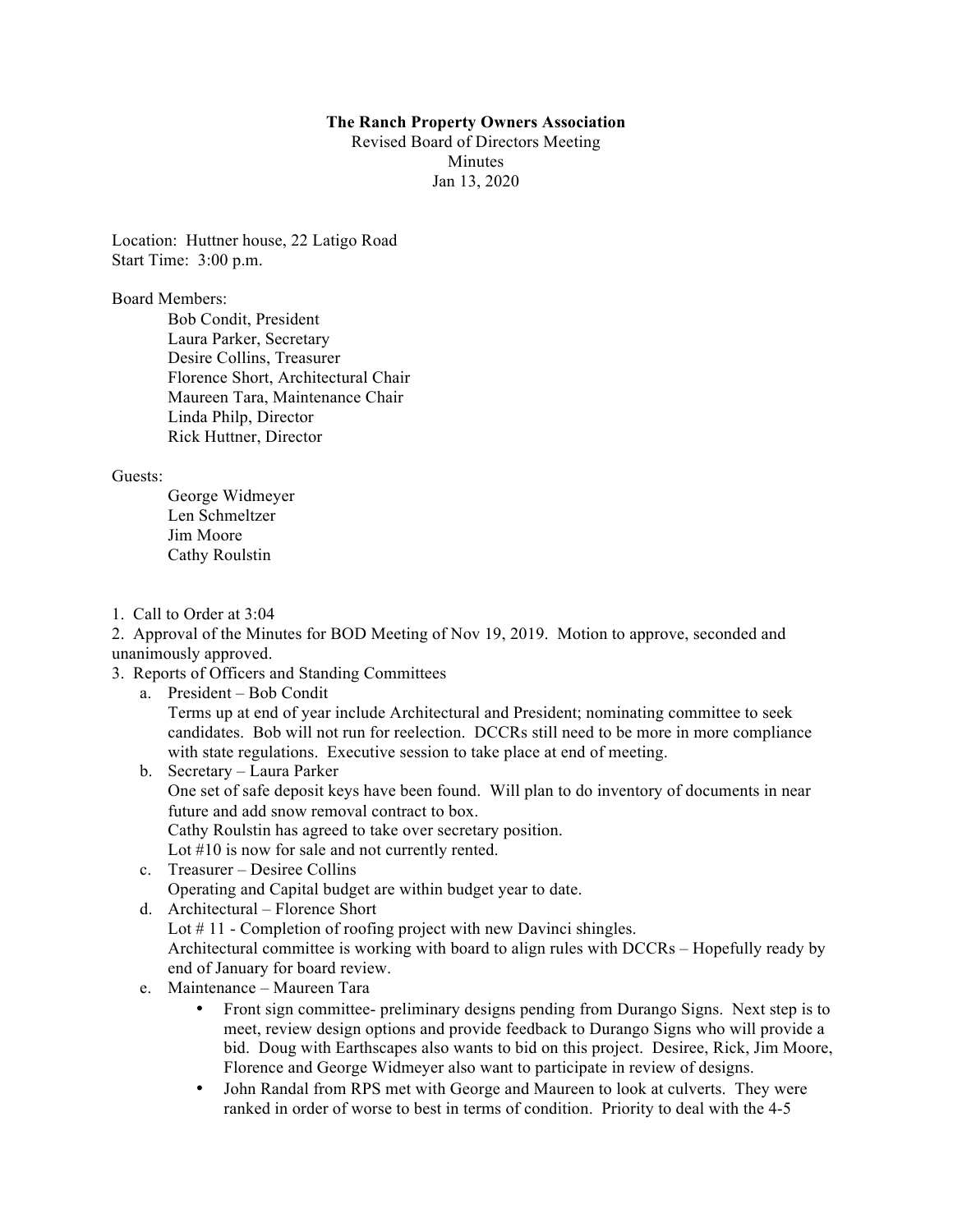**The Ranch Property Owners Association**
Revised Board of Directors Meeting
Minutes
Jan 13, 2020

Location: Huttner house, 22 Latigo Road
Start Time: 3:00 p.m.

Board Members:

- Bob Condit, President
- Laura Parker, Secretary
- Desire Collins, Treasurer
- Florence Short, Architectural Chair
- Maureen Tara, Maintenance Chair
- Linda Philp, Director
- Rick Huttner, Director

Guests:

- George Widmeyer
- Len Schmeltzer
- Jim Moore
- Cathy Roulstin

1. Call to Order at 3:04
2. Approval of the Minutes for BOD Meeting of Nov 19, 2019. Motion to approve, seconded and unanimously approved.
3. Reports of Officers and Standing Committees
   a. President – Bob Condit
      Terms up at end of year include Architectural and President; nominating committee to seek candidates. Bob will not run for reelection. DCCRs still need to be more in more compliance with state regulations. Executive session to take place at end of meeting.
   b. Secretary – Laura Parker
      One set of safe deposit keys have been found. Will plan to do inventory of documents in near future and add snow removal contract to box.
      Cathy Roulstin has agreed to take over secretary position.
      Lot #10 is now for sale and not currently rented.
   c. Treasurer – Desiree Collins
      Operating and Capital budget are within budget year to date.
   d. Architectural – Florence Short
      Lot # 11 - Completion of roofing project with new Davinci shingles.
      Architectural committee is working with board to align rules with DCCRs – Hopefully ready by end of January for board review.
   e. Maintenance – Maureen Tara
      - Front sign committee- preliminary designs pending from Durango Signs. Next step is to meet, review design options and provide feedback to Durango Signs who will provide a bid. Doug with Earthscapes also wants to bid on this project. Desiree, Rick, Jim Moore, Florence and George Widmeyer also want to participate in review of designs.
      - John Randal from RPS met with George and Maureen to look at culverts. They were ranked in order of worse to best in terms of condition. Priority to deal with the 4-5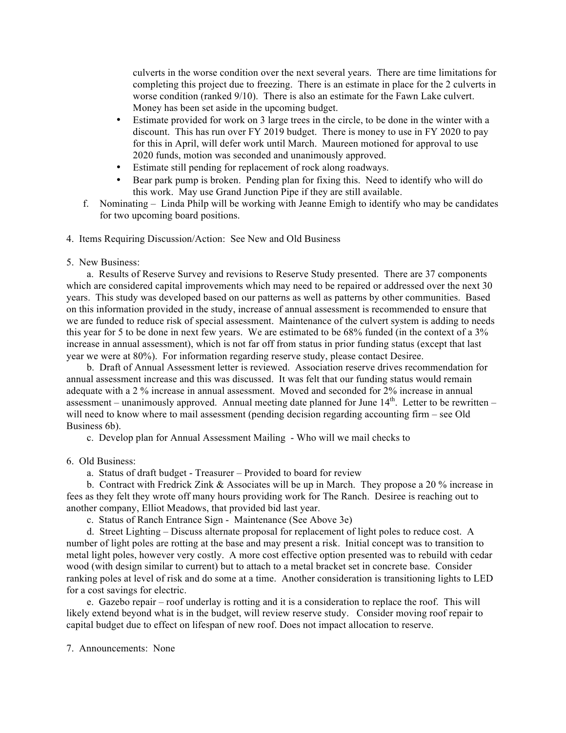culverts in the worse condition over the next several years. There are time limitations for completing this project due to freezing. There is an estimate in place for the 2 culverts in worse condition (ranked 9/10). There is also an estimate for the Fawn Lake culvert. Money has been set aside in the upcoming budget.

- Estimate provided for work on 3 large trees in the circle, to be done in the winter with a discount. This has run over FY 2019 budget. There is money to use in FY 2020 to pay for this in April, will defer work until March. Maureen motioned for approval to use 2020 funds, motion was seconded and unanimously approved.
- Estimate still pending for replacement of rock along roadways.
- Bear park pump is broken. Pending plan for fixing this. Need to identify who will do this work. May use Grand Junction Pipe if they are still available.

f. Nominating – Linda Philp will be working with Jeanne Emigh to identify who may be candidates for two upcoming board positions.

4. Items Requiring Discussion/Action: See New and Old Business

5. New Business:

a. Results of Reserve Survey and revisions to Reserve Study presented. There are 37 components which are considered capital improvements which may need to be repaired or addressed over the next 30 years. This study was developed based on our patterns as well as patterns by other communities. Based on this information provided in the study, increase of annual assessment is recommended to ensure that we are funded to reduce risk of special assessment. Maintenance of the culvert system is adding to needs this year for 5 to be done in next few years. We are estimated to be 68% funded (in the context of a 3% increase in annual assessment), which is not far off from status in prior funding status (except that last year we were at 80%). For information regarding reserve study, please contact Desiree.

b. Draft of Annual Assessment letter is reviewed. Association reserve drives recommendation for annual assessment increase and this was discussed. It was felt that our funding status would remain adequate with a 2 % increase in annual assessment. Moved and seconded for 2% increase in annual assessment – unanimously approved. Annual meeting date planned for June 14th. Letter to be rewritten – will need to know where to mail assessment (pending decision regarding accounting firm – see Old Business 6b).

c. Develop plan for Annual Assessment Mailing - Who will we mail checks to

6. Old Business:

a. Status of draft budget - Treasurer – Provided to board for review

b. Contract with Fredrick Zink & Associates will be up in March. They propose a 20 % increase in fees as they felt they wrote off many hours providing work for The Ranch. Desiree is reaching out to another company, Elliot Meadows, that provided bid last year.

c. Status of Ranch Entrance Sign - Maintenance (See Above 3e)

d. Street Lighting – Discuss alternate proposal for replacement of light poles to reduce cost. A number of light poles are rotting at the base and may present a risk. Initial concept was to transition to metal light poles, however very costly. A more cost effective option presented was to rebuild with cedar wood (with design similar to current) but to attach to a metal bracket set in concrete base. Consider ranking poles at level of risk and do some at a time. Another consideration is transitioning lights to LED for a cost savings for electric.

e. Gazebo repair – roof underlay is rotting and it is a consideration to replace the roof. This will likely extend beyond what is in the budget, will review reserve study. Consider moving roof repair to capital budget due to effect on lifespan of new roof. Does not impact allocation to reserve.

7. Announcements: None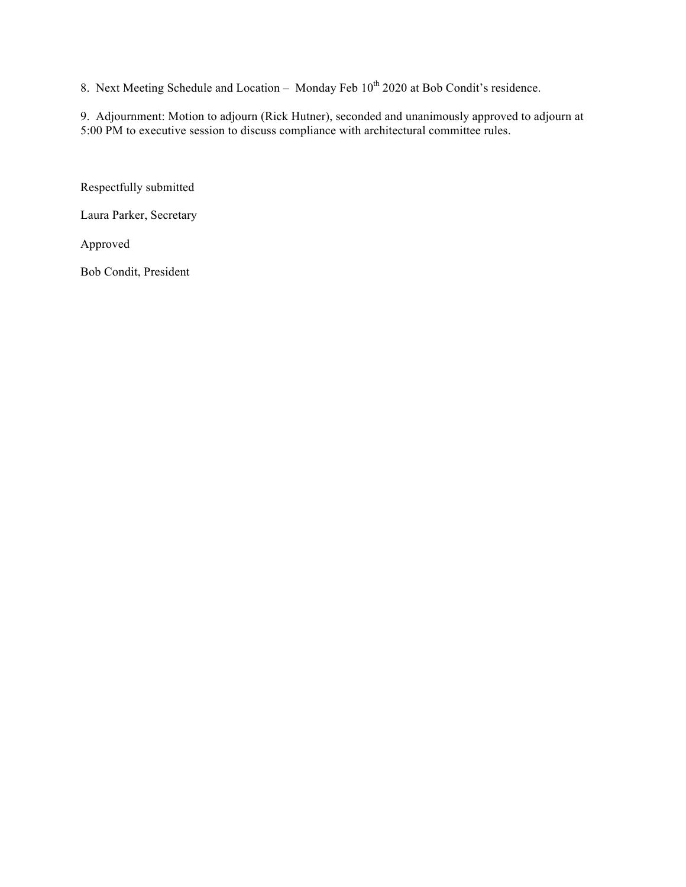8. Next Meeting Schedule and Location – Monday Feb 10th 2020 at Bob Condit's residence.

9. Adjournment: Motion to adjourn (Rick Hutner), seconded and unanimously approved to adjourn at 5:00 PM to executive session to discuss compliance with architectural committee rules.

Respectfully submitted

Laura Parker, Secretary

Approved

Bob Condit, President